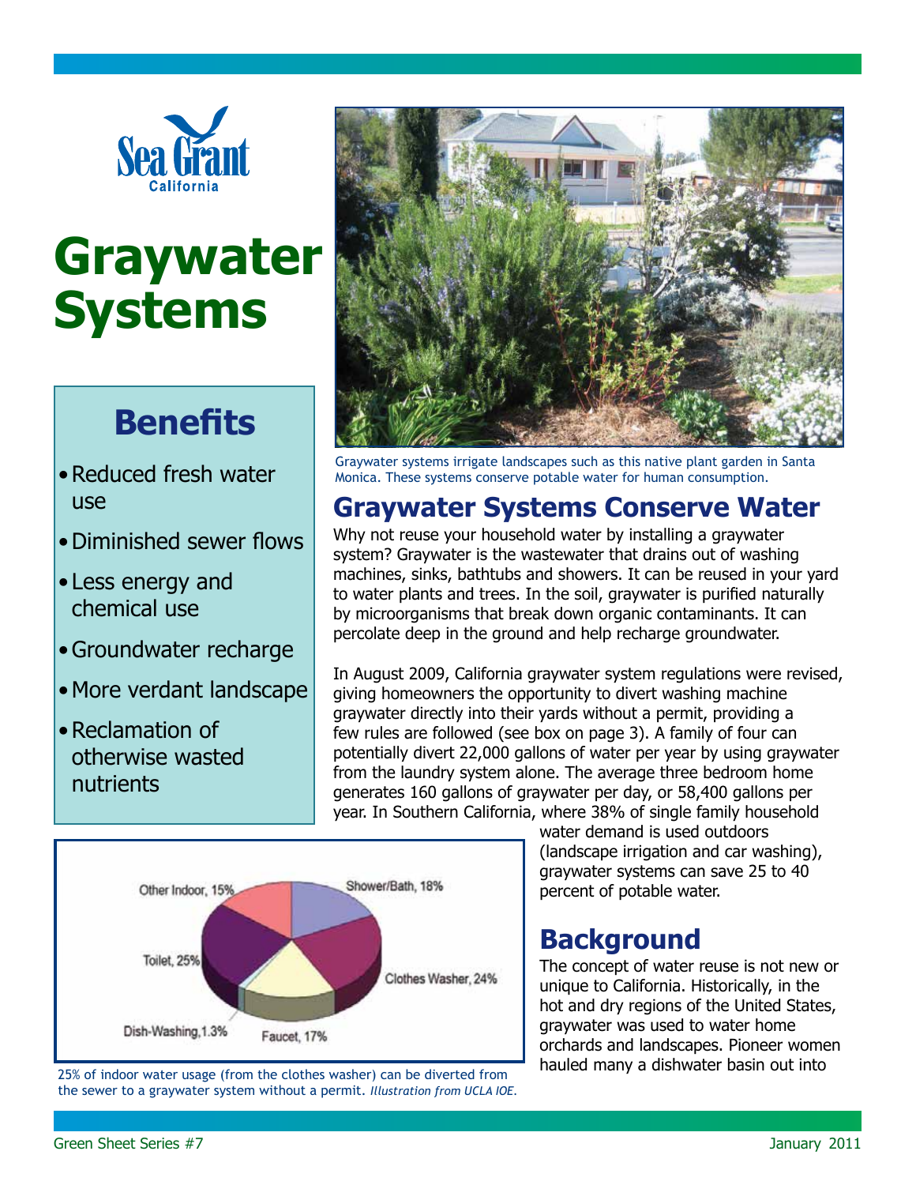Sea Grant California

# Graywater Systems

## Benefits

- Reduced fresh water use
- Diminished sewer flows
- Less energy and chemical use
- Groundwater recharge
- More verdant landscape
- Reclamation of otherwise wasted nutrients

Graywater systems irrigate landscapes such as this native plant garden in Santa Monica. These systems conserve potable water for human consumption.

## Graywater Systems Conserve Water

Why not reuse your household water by installing a graywater system? Graywater is the wastewater that drains out of washing machines, sinks, bathtubs and showers. It can be reused in your yard to water plants and trees. In the soil, graywater is purified naturally by microorganisms that break down organic contaminants. It can percolate deep in the ground and help recharge groundwater.

In August 2009, California graywater system regulations were revised, giving homeowners the opportunity to divert washing machine graywater directly into their yards without a permit, providing a few rules are followed (see box on page 3). A family of four can potentially divert 22,000 gallons of water per year by using graywater from the laundry system alone. The average three bedroom home generates 160 gallons of graywater per day, or 58,400 gallons per year. In Southern California, where 38% of single family household water demand is used outdoors (landscape irrigation and car washing), graywater systems can save 25 to 40 percent of potable water.

| Category | Share |
|---|---|
| Other Indoor | 15% |
| Shower/Bath | 18% |
| Toilet | 25% |
| Clothes Washer | 24% |
| Dish-Washing | 1.3% |
| Faucet | 17% |

25% of indoor water usage (from the clothes washer) can be diverted from the sewer to a graywater system without a permit. *Illustration from UCLA IOE.*

## Background

The concept of water reuse is not new or unique to California. Historically, in the hot and dry regions of the United States, graywater was used to water home orchards and landscapes. Pioneer women hauled many a dishwater basin out into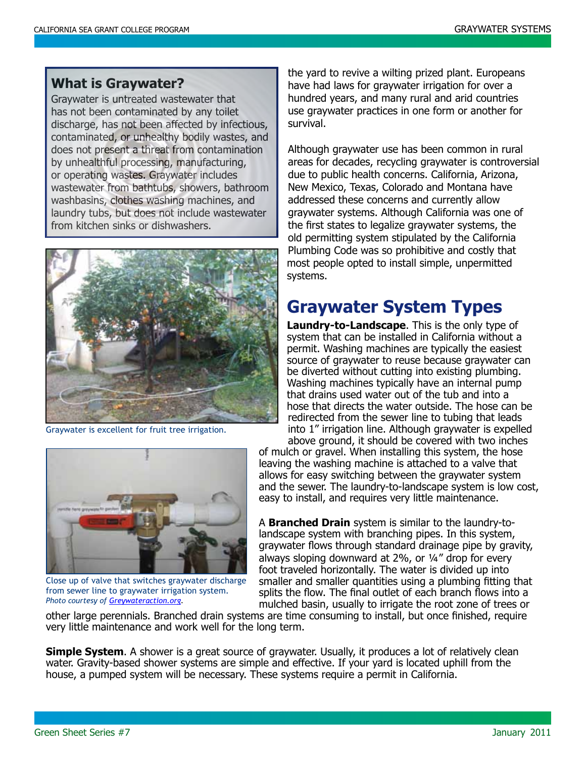## What is Graywater?

Graywater is untreated wastewater that has not been contaminated by any toilet discharge, has not been affected by infectious, contaminated, or unhealthy bodily wastes, and does not present a threat from contamination by unhealthful processing, manufacturing, or operating wastes. Graywater includes wastewater from bathtubs, showers, bathroom washbasins, clothes washing machines, and laundry tubs, but does not include wastewater from kitchen sinks or dishwashers.

Graywater is excellent for fruit tree irrigation.

Close up of valve that switches graywater discharge from sewer line to graywater irrigation system. *Photo courtesy of Greywateraction.org.*

the yard to revive a wilting prized plant. Europeans have had laws for graywater irrigation for over a hundred years, and many rural and arid countries use graywater practices in one form or another for survival.

Although graywater use has been common in rural areas for decades, recycling graywater is controversial due to public health concerns. California, Arizona, New Mexico, Texas, Colorado and Montana have addressed these concerns and currently allow graywater systems. Although California was one of the first states to legalize graywater systems, the old permitting system stipulated by the California Plumbing Code was so prohibitive and costly that most people opted to install simple, unpermitted systems.

# Graywater System Types

**Laundry-to-Landscape**. This is the only type of system that can be installed in California without a permit. Washing machines are typically the easiest source of graywater to reuse because graywater can be diverted without cutting into existing plumbing. Washing machines typically have an internal pump that drains used water out of the tub and into a hose that directs the water outside. The hose can be redirected from the sewer line to tubing that leads into 1" irrigation line. Although graywater is expelled above ground, it should be covered with two inches of mulch or gravel. When installing this system, the hose leaving the washing machine is attached to a valve that allows for easy switching between the graywater system and the sewer. The laundry-to-landscape system is low cost, easy to install, and requires very little maintenance.

A **Branched Drain** system is similar to the laundry-to-landscape system with branching pipes. In this system, graywater flows through standard drainage pipe by gravity, always sloping downward at 2%, or ¼" drop for every foot traveled horizontally. The water is divided up into smaller and smaller quantities using a plumbing fitting that splits the flow. The final outlet of each branch flows into a mulched basin, usually to irrigate the root zone of trees or other large perennials. Branched drain systems are time consuming to install, but once finished, require very little maintenance and work well for the long term.

**Simple System**. A shower is a great source of graywater. Usually, it produces a lot of relatively clean water. Gravity-based shower systems are simple and effective. If your yard is located uphill from the house, a pumped system will be necessary. These systems require a permit in California.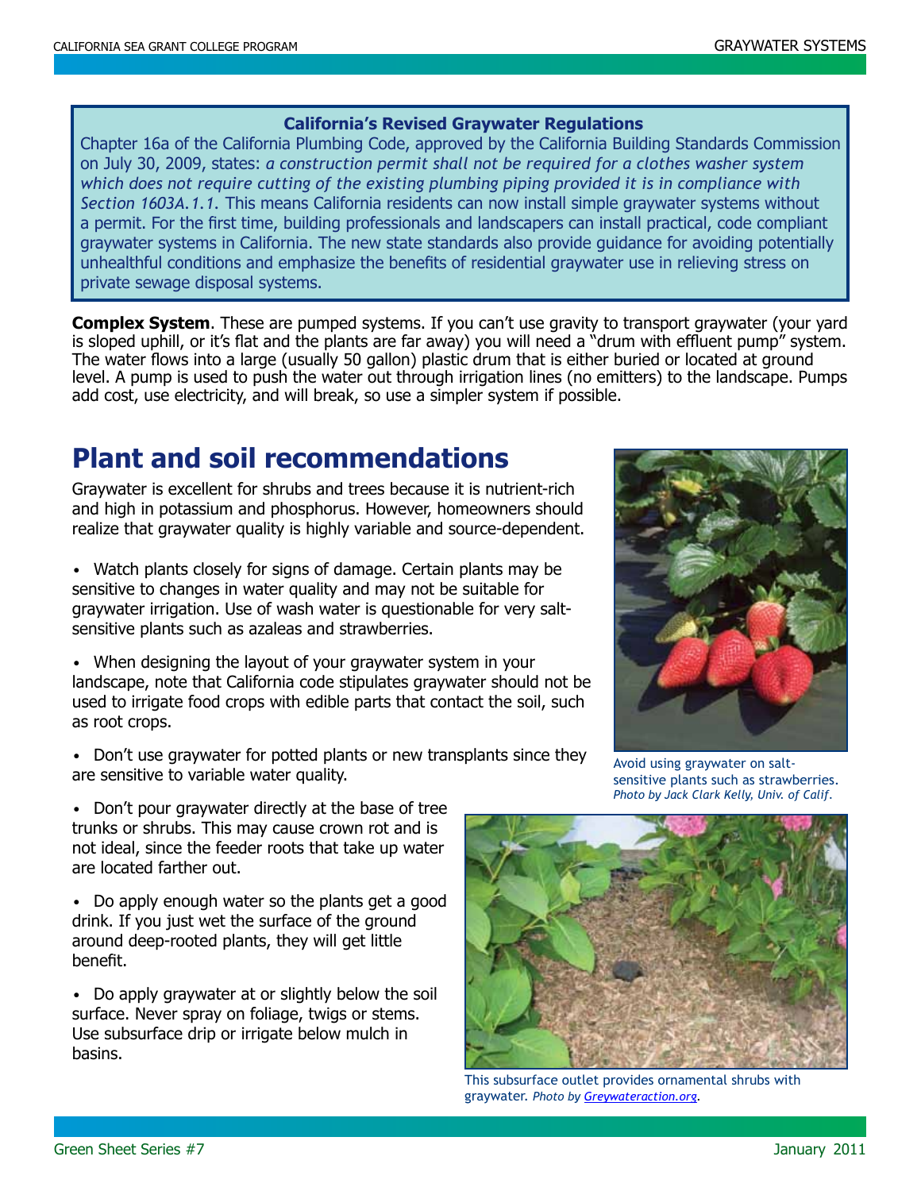**California's Revised Graywater Regulations**

Chapter 16a of the California Plumbing Code, approved by the California Building Standards Commission on July 30, 2009, states: *a construction permit shall not be required for a clothes washer system which does not require cutting of the existing plumbing piping provided it is in compliance with Section 1603A.1.1.* This means California residents can now install simple graywater systems without a permit. For the first time, building professionals and landscapers can install practical, code compliant graywater systems in California. The new state standards also provide guidance for avoiding potentially unhealthful conditions and emphasize the benefits of residential graywater use in relieving stress on private sewage disposal systems.

**Complex System**. These are pumped systems. If you can't use gravity to transport graywater (your yard is sloped uphill, or it's flat and the plants are far away) you will need a "drum with effluent pump" system. The water flows into a large (usually 50 gallon) plastic drum that is either buried or located at ground level. A pump is used to push the water out through irrigation lines (no emitters) to the landscape. Pumps add cost, use electricity, and will break, so use a simpler system if possible.

## Plant and soil recommendations

Graywater is excellent for shrubs and trees because it is nutrient-rich and high in potassium and phosphorus. However, homeowners should realize that graywater quality is highly variable and source-dependent.

- Watch plants closely for signs of damage. Certain plants may be sensitive to changes in water quality and may not be suitable for graywater irrigation. Use of wash water is questionable for very salt-sensitive plants such as azaleas and strawberries.
- When designing the layout of your graywater system in your landscape, note that California code stipulates graywater should not be used to irrigate food crops with edible parts that contact the soil, such as root crops.
- Don't use graywater for potted plants or new transplants since they are sensitive to variable water quality.
- Don't pour graywater directly at the base of tree trunks or shrubs. This may cause crown rot and is not ideal, since the feeder roots that take up water are located farther out.
- Do apply enough water so the plants get a good drink. If you just wet the surface of the ground around deep-rooted plants, they will get little benefit.
- Do apply graywater at or slightly below the soil surface. Never spray on foliage, twigs or stems. Use subsurface drip or irrigate below mulch in basins.

Avoid using graywater on salt-sensitive plants such as strawberries. *Photo by Jack Clark Kelly, Univ. of Calif.*

This subsurface outlet provides ornamental shrubs with graywater. *Photo by Greywateraction.org.*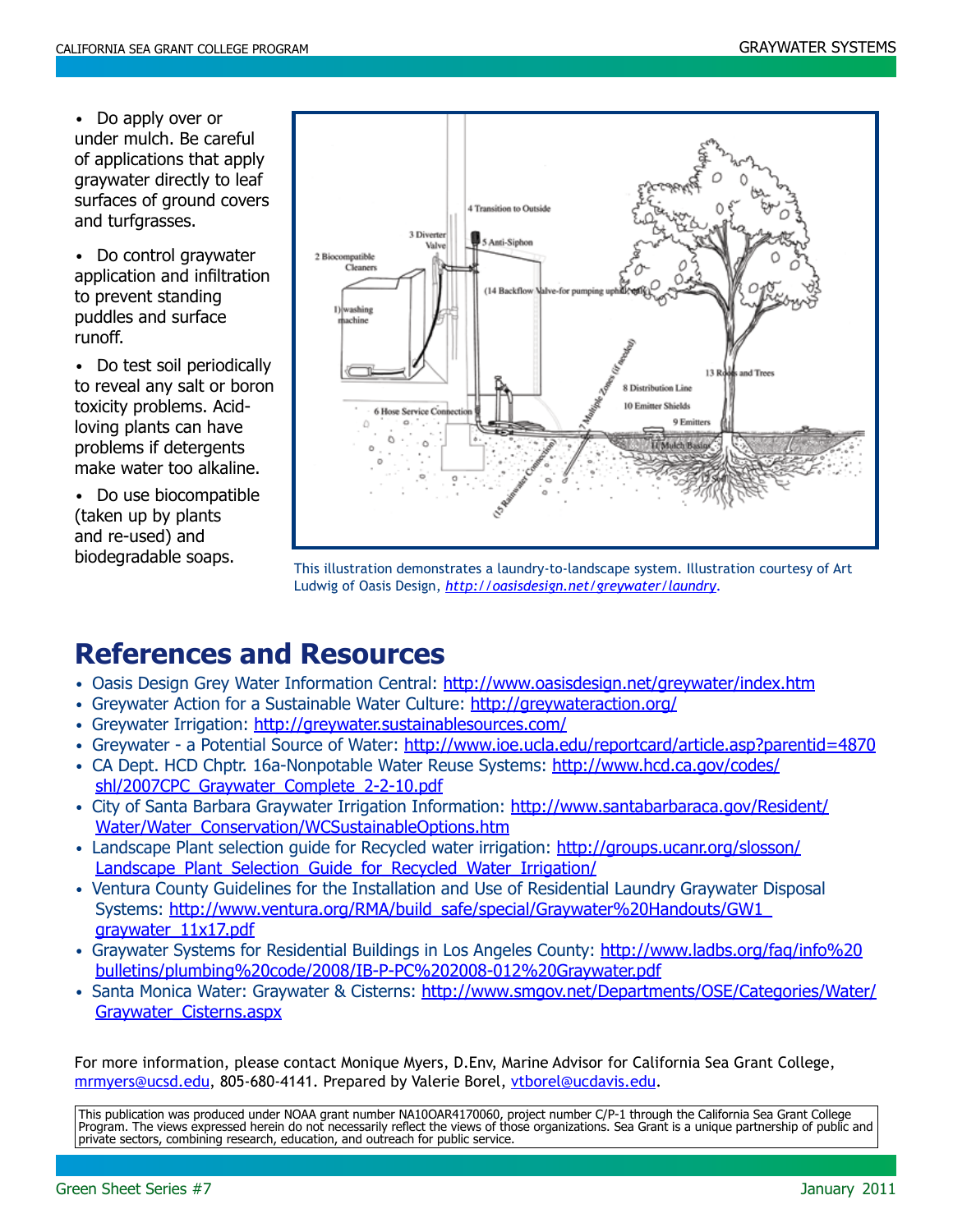- Do apply over or under mulch. Be careful of applications that apply graywater directly to leaf surfaces of ground covers and turfgrasses.
- Do control graywater application and infiltration to prevent standing puddles and surface runoff.
- Do test soil periodically to reveal any salt or boron toxicity problems. Acid-loving plants can have problems if detergents make water too alkaline.
- Do use biocompatible (taken up by plants and re-used) and biodegradable soaps.

1) washing machine
2 Biocompatible Cleaners
3 Diverter Valve
4 Transition to Outside
5 Anti-Siphon
6 Hose Service Connection
7 Multiple Zones (if needed)
8 Distribution Line
9 Emitters
10 Emitter Shields
11 Mulch Basins
13 Roots and Trees
(14 Backflow Valve-for pumping uphill only)
(15 Rainwater Connection)

This illustration demonstrates a laundry-to-landscape system. Illustration courtesy of Art Ludwig of Oasis Design, *http://oasisdesign.net/greywater/laundry*.

## References and Resources

- Oasis Design Grey Water Information Central: http://www.oasisdesign.net/greywater/index.htm
- Greywater Action for a Sustainable Water Culture: http://greywateraction.org/
- Greywater Irrigation: http://greywater.sustainablesources.com/
- Greywater - a Potential Source of Water: http://www.ioe.ucla.edu/reportcard/article.asp?parentid=4870
- CA Dept. HCD Chptr. 16a-Nonpotable Water Reuse Systems: http://www.hcd.ca.gov/codes/shl/2007CPC_Graywater_Complete_2-2-10.pdf
- City of Santa Barbara Graywater Irrigation Information: http://www.santabarbaraca.gov/Resident/Water/Water_Conservation/WCSustainableOptions.htm
- Landscape Plant selection guide for Recycled water irrigation: http://groups.ucanr.org/slosson/Landscape_Plant_Selection_Guide_for_Recycled_Water_Irrigation/
- Ventura County Guidelines for the Installation and Use of Residential Laundry Graywater Disposal Systems: http://www.ventura.org/RMA/build_safe/special/Graywater%20Handouts/GW1_graywater_11x17.pdf
- Graywater Systems for Residential Buildings in Los Angeles County: http://www.ladbs.org/faq/info%20bulletins/plumbing%20code/2008/IB-P-PC%202008-012%20Graywater.pdf
- Santa Monica Water: Graywater & Cisterns: http://www.smgov.net/Departments/OSE/Categories/Water/Graywater_Cisterns.aspx

For more information, please contact Monique Myers, D.Env, Marine Advisor for California Sea Grant College, mrmyers@ucsd.edu, 805-680-4141. Prepared by Valerie Borel, vtborel@ucdavis.edu.

This publication was produced under NOAA grant number NA10OAR4170060, project number C/P-1 through the California Sea Grant College Program. The views expressed herein do not necessarily reflect the views of those organizations. Sea Grant is a unique partnership of public and private sectors, combining research, education, and outreach for public service.